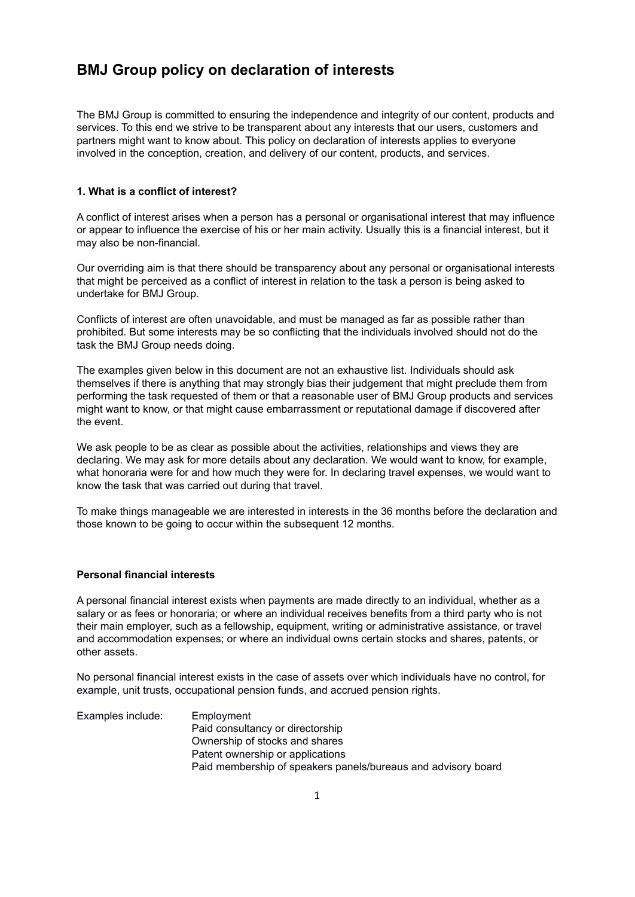# BMJ Group policy on declaration of interests

The BMJ Group is committed to ensuring the independence and integrity of our content, products and services. To this end we strive to be transparent about any interests that our users, customers and partners might want to know about. This policy on declaration of interests applies to everyone involved in the conception, creation, and delivery of our content, products, and services.

### 1. What is a conflict of interest?

A conflict of interest arises when a person has a personal or organisational interest that may influence or appear to influence the exercise of his or her main activity. Usually this is a financial interest, but it may also be non-financial.

Our overriding aim is that there should be transparency about any personal or organisational interests that might be perceived as a conflict of interest in relation to the task a person is being asked to undertake for BMJ Group.

Conflicts of interest are often unavoidable, and must be managed as far as possible rather than prohibited. But some interests may be so conflicting that the individuals involved should not do the task the BMJ Group needs doing.

The examples given below in this document are not an exhaustive list. Individuals should ask themselves if there is anything that may strongly bias their judgement that might preclude them from performing the task requested of them or that a reasonable user of BMJ Group products and services might want to know, or that might cause embarrassment or reputational damage if discovered after the event.

We ask people to be as clear as possible about the activities, relationships and views they are declaring. We may ask for more details about any declaration. We would want to know, for example, what honoraria were for and how much they were for. In declaring travel expenses, we would want to know the task that was carried out during that travel.

To make things manageable we are interested in interests in the 36 months before the declaration and those known to be going to occur within the subsequent 12 months.

### Personal financial interests

A personal financial interest exists when payments are made directly to an individual, whether as a salary or as fees or honoraria; or where an individual receives benefits from a third party who is not their main employer, such as a fellowship, equipment, writing or administrative assistance, or travel and accommodation expenses; or where an individual owns certain stocks and shares, patents, or other assets.

No personal financial interest exists in the case of assets over which individuals have no control, for example, unit trusts, occupational pension funds, and accrued pension rights.

Examples include:

- Employment
- Paid consultancy or directorship
- Ownership of stocks and shares
- Patent ownership or applications
- Paid membership of speakers panels/bureaus and advisory board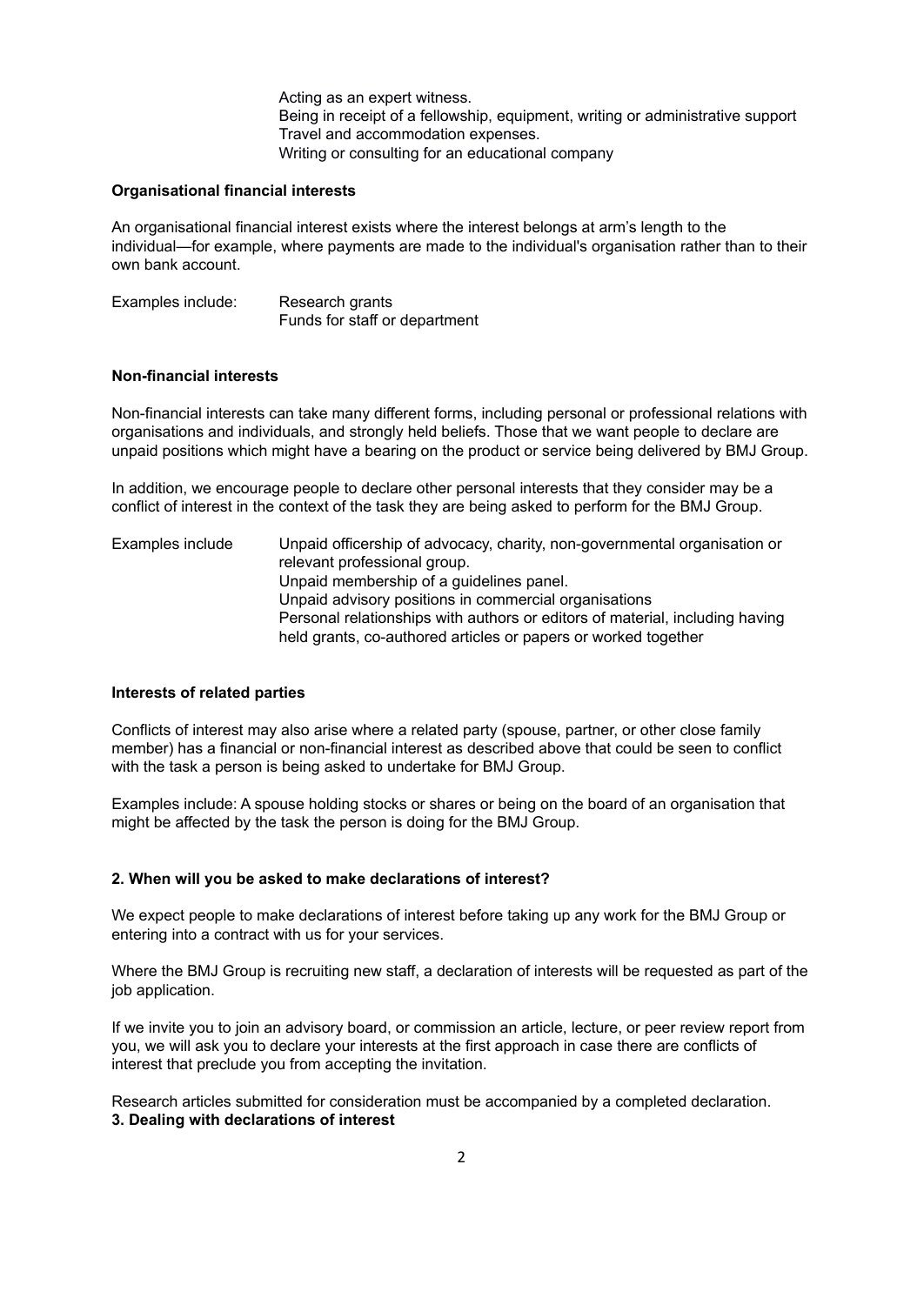Acting as an expert witness.
Being in receipt of a fellowship, equipment, writing or administrative support
Travel and accommodation expenses.
Writing or consulting for an educational company

**Organisational financial interests**

An organisational financial interest exists where the interest belongs at arm's length to the individual—for example, where payments are made to the individual's organisation rather than to their own bank account.

Examples include: Research grants
Funds for staff or department

**Non-financial interests**

Non-financial interests can take many different forms, including personal or professional relations with organisations and individuals, and strongly held beliefs. Those that we want people to declare are unpaid positions which might have a bearing on the product or service being delivered by BMJ Group.

In addition, we encourage people to declare other personal interests that they consider may be a conflict of interest in the context of the task they are being asked to perform for the BMJ Group.

Examples include Unpaid officership of advocacy, charity, non-governmental organisation or relevant professional group.
Unpaid membership of a guidelines panel.
Unpaid advisory positions in commercial organisations
Personal relationships with authors or editors of material, including having held grants, co-authored articles or papers or worked together

**Interests of related parties**

Conflicts of interest may also arise where a related party (spouse, partner, or other close family member) has a financial or non-financial interest as described above that could be seen to conflict with the task a person is being asked to undertake for BMJ Group.

Examples include: A spouse holding stocks or shares or being on the board of an organisation that might be affected by the task the person is doing for the BMJ Group.

**2. When will you be asked to make declarations of interest?**

We expect people to make declarations of interest before taking up any work for the BMJ Group or entering into a contract with us for your services.

Where the BMJ Group is recruiting new staff, a declaration of interests will be requested as part of the job application.

If we invite you to join an advisory board, or commission an article, lecture, or peer review report from you, we will ask you to declare your interests at the first approach in case there are conflicts of interest that preclude you from accepting the invitation.

Research articles submitted for consideration must be accompanied by a completed declaration.

**3. Dealing with declarations of interest**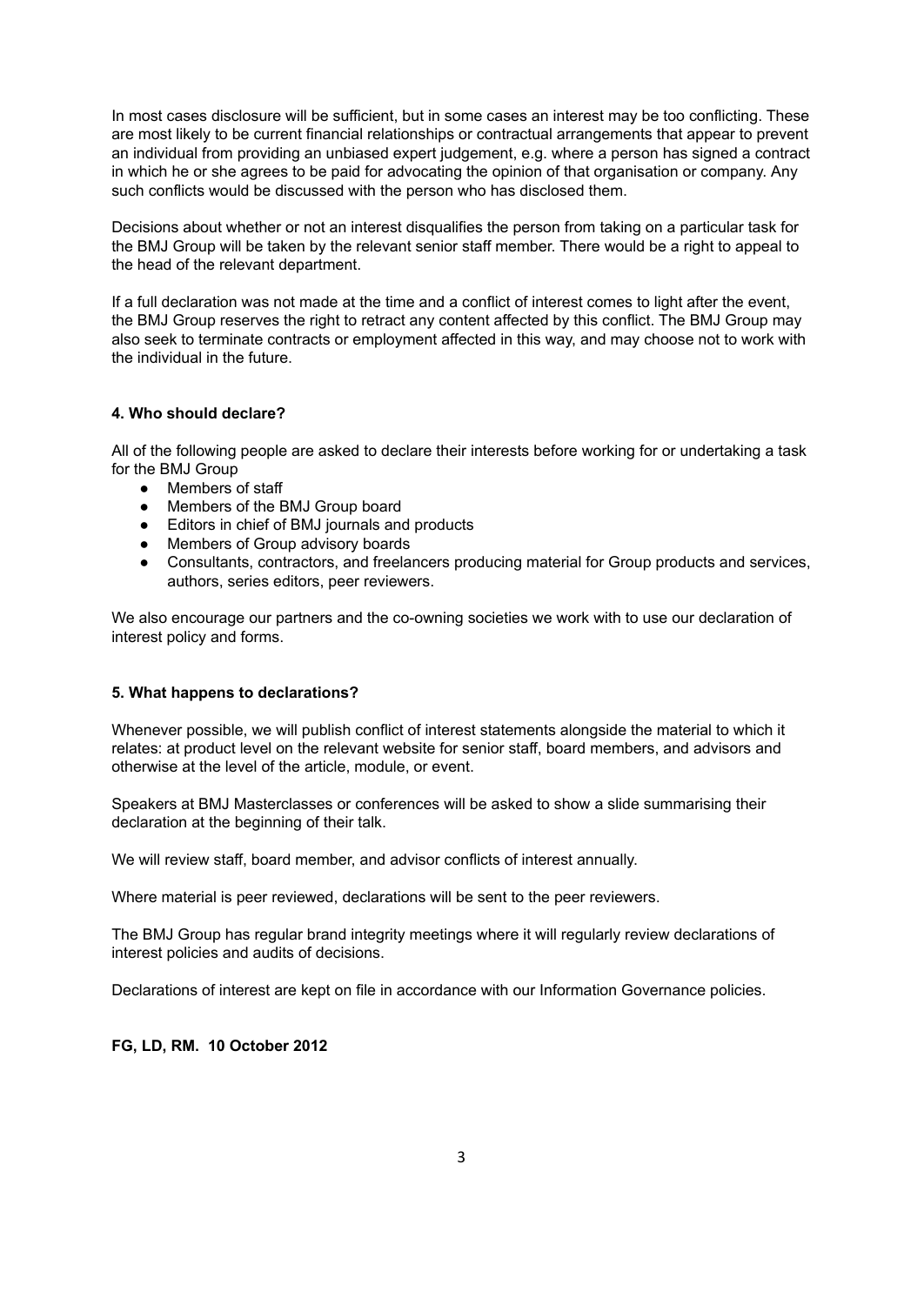In most cases disclosure will be sufficient, but in some cases an interest may be too conflicting. These are most likely to be current financial relationships or contractual arrangements that appear to prevent an individual from providing an unbiased expert judgement, e.g. where a person has signed a contract in which he or she agrees to be paid for advocating the opinion of that organisation or company. Any such conflicts would be discussed with the person who has disclosed them.

Decisions about whether or not an interest disqualifies the person from taking on a particular task for the BMJ Group will be taken by the relevant senior staff member. There would be a right to appeal to the head of the relevant department.

If a full declaration was not made at the time and a conflict of interest comes to light after the event, the BMJ Group reserves the right to retract any content affected by this conflict. The BMJ Group may also seek to terminate contracts or employment affected in this way, and may choose not to work with the individual in the future.

#### 4. Who should declare?

All of the following people are asked to declare their interests before working for or undertaking a task for the BMJ Group

- Members of staff
- Members of the BMJ Group board
- Editors in chief of BMJ journals and products
- Members of Group advisory boards
- Consultants, contractors, and freelancers producing material for Group products and services, authors, series editors, peer reviewers.

We also encourage our partners and the co-owning societies we work with to use our declaration of interest policy and forms.

#### 5. What happens to declarations?

Whenever possible, we will publish conflict of interest statements alongside the material to which it relates: at product level on the relevant website for senior staff, board members, and advisors and otherwise at the level of the article, module, or event.

Speakers at BMJ Masterclasses or conferences will be asked to show a slide summarising their declaration at the beginning of their talk.

We will review staff, board member, and advisor conflicts of interest annually.

Where material is peer reviewed, declarations will be sent to the peer reviewers.

The BMJ Group has regular brand integrity meetings where it will regularly review declarations of interest policies and audits of decisions.

Declarations of interest are kept on file in accordance with our Information Governance policies.

**FG, LD, RM. 10 October 2012**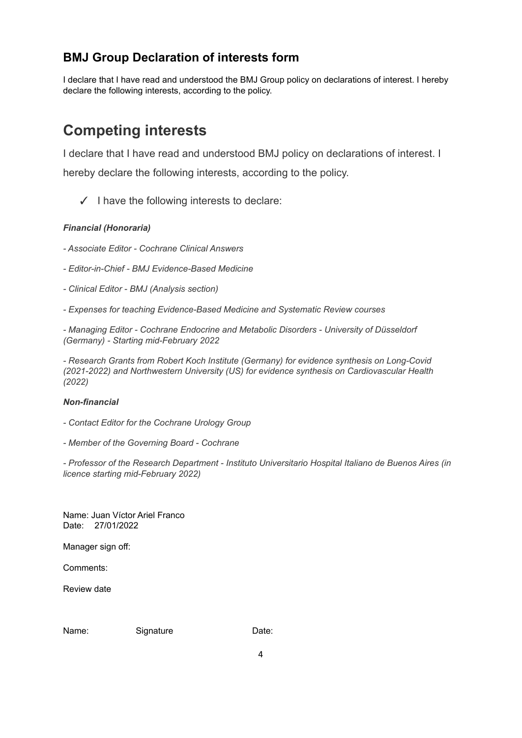## BMJ Group Declaration of interests form

I declare that I have read and understood the BMJ Group policy on declarations of interest. I hereby declare the following interests, according to the policy.

# Competing interests

I declare that I have read and understood BMJ policy on declarations of interest. I hereby declare the following interests, according to the policy.

✓ I have the following interests to declare:

***Financial (Honoraria)***

*- Associate Editor - Cochrane Clinical Answers*

*- Editor-in-Chief - BMJ Evidence-Based Medicine*

*- Clinical Editor - BMJ (Analysis section)*

*- Expenses for teaching Evidence-Based Medicine and Systematic Review courses*

*- Managing Editor - Cochrane Endocrine and Metabolic Disorders - University of Düsseldorf (Germany) - Starting mid-February 2022*

*- Research Grants from Robert Koch Institute (Germany) for evidence synthesis on Long-Covid (2021-2022) and Northwestern University (US) for evidence synthesis on Cardiovascular Health (2022)*

***Non-financial***

*- Contact Editor for the Cochrane Urology Group*

*- Member of the Governing Board - Cochrane*

*- Professor of the Research Department - Instituto Universitario Hospital Italiano de Buenos Aires (in licence starting mid-February 2022)*

Name: Juan Víctor Ariel Franco
Date: 27/01/2022

Manager sign off:

Comments:

Review date

Name: Signature Date: